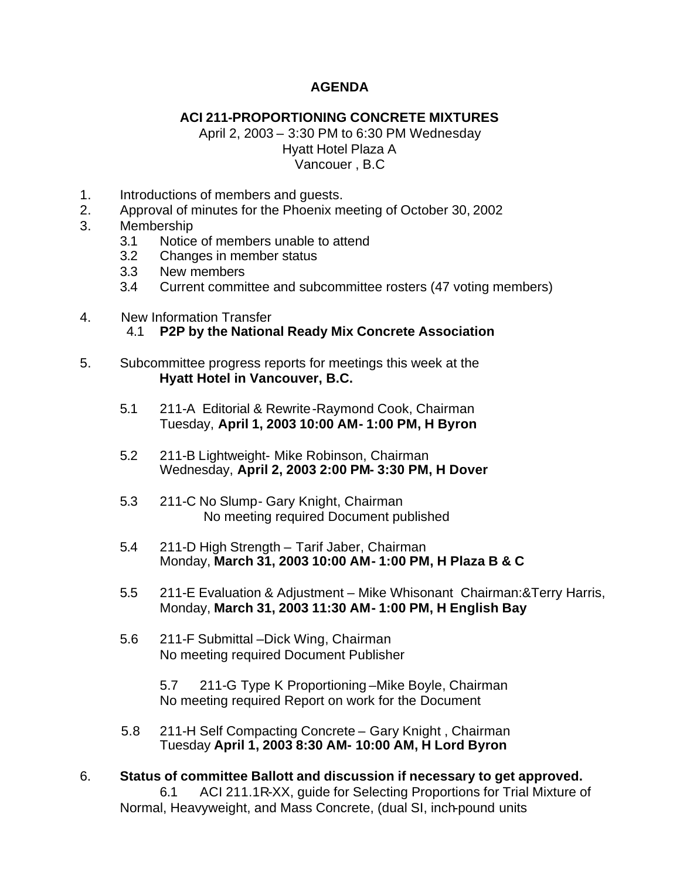**AGENDA**

**ACI 211-PROPORTIONING CONCRETE MIXTURES**

April 2, 2003 – 3:30 PM to 6:30 PM Wednesday
Hyatt Hotel Plaza A
Vancouer , B.C

1. Introductions of members and guests.
2. Approval of minutes for the Phoenix meeting of October 30, 2002
3. Membership
   - 3.1 Notice of members unable to attend
   - 3.2 Changes in member status
   - 3.3 New members
   - 3.4 Current committee and subcommittee rosters (47 voting members)

4. New Information Transfer
   - 4.1 **P2P by the National Ready Mix Concrete Association**

5. Subcommittee progress reports for meetings this week at the **Hyatt Hotel in Vancouver, B.C.**

   - 5.1 211-A Editorial & Rewrite-Raymond Cook, Chairman
     Tuesday, **April 1, 2003 10:00 AM- 1:00 PM, H Byron**

   - 5.2 211-B Lightweight- Mike Robinson, Chairman
     Wednesday, **April 2, 2003 2:00 PM- 3:30 PM, H Dover**

   - 5.3 211-C No Slump- Gary Knight, Chairman
     No meeting required Document published

   - 5.4 211-D High Strength – Tarif Jaber, Chairman
     Monday, **March 31, 2003 10:00 AM- 1:00 PM, H Plaza B & C**

   - 5.5 211-E Evaluation & Adjustment – Mike Whisonant Chairman:&Terry Harris,
     Monday, **March 31, 2003 11:30 AM- 1:00 PM, H English Bay**

   - 5.6 211-F Submittal –Dick Wing, Chairman
     No meeting required Document Publisher

   - 5.7 211-G Type K Proportioning –Mike Boyle, Chairman
     No meeting required Report on work for the Document

   - 5.8 211-H Self Compacting Concrete – Gary Knight , Chairman
     Tuesday **April 1, 2003 8:30 AM- 10:00 AM, H Lord Byron**

6. **Status of committee Ballott and discussion if necessary to get approved.**
   - 6.1 ACI 211.1R-XX, guide for Selecting Proportions for Trial Mixture of Normal, Heavyweight, and Mass Concrete, (dual SI, inch-pound units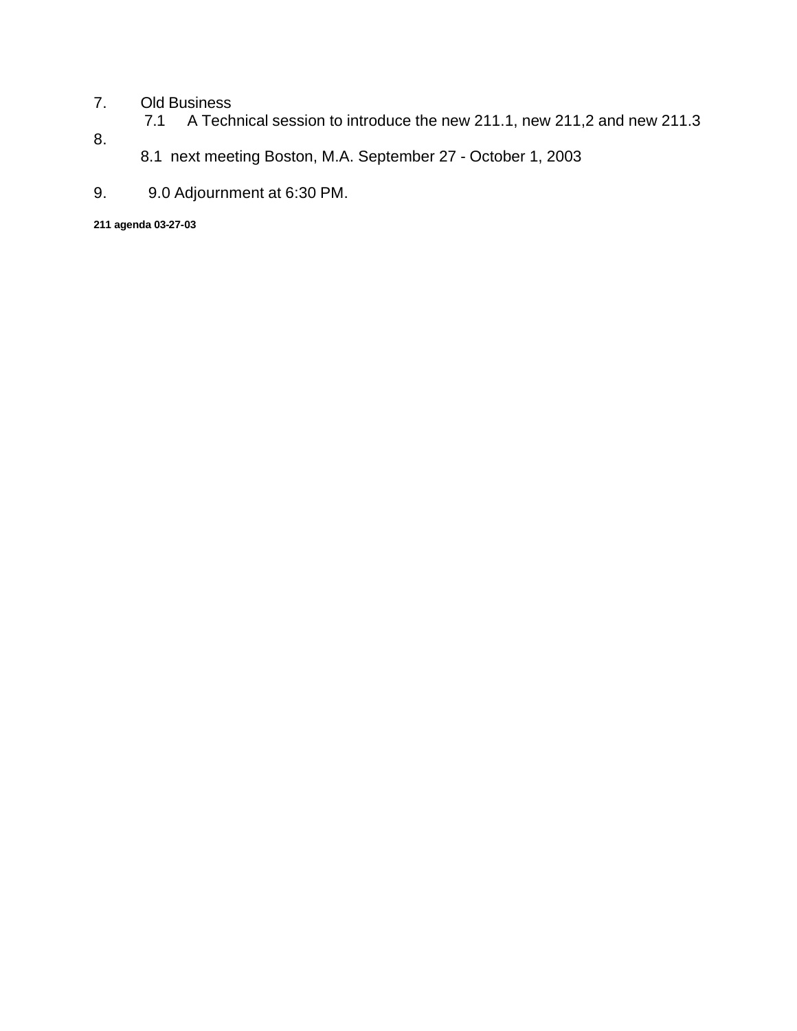7. Old Business
   - 7.1 A Technical session to introduce the new 211.1, new 211,2 and new 211.3

8.
   - 8.1 next meeting Boston, M.A. September 27 - October 1, 2003

9. 9.0 Adjournment at 6:30 PM.

**211 agenda 03-27-03**